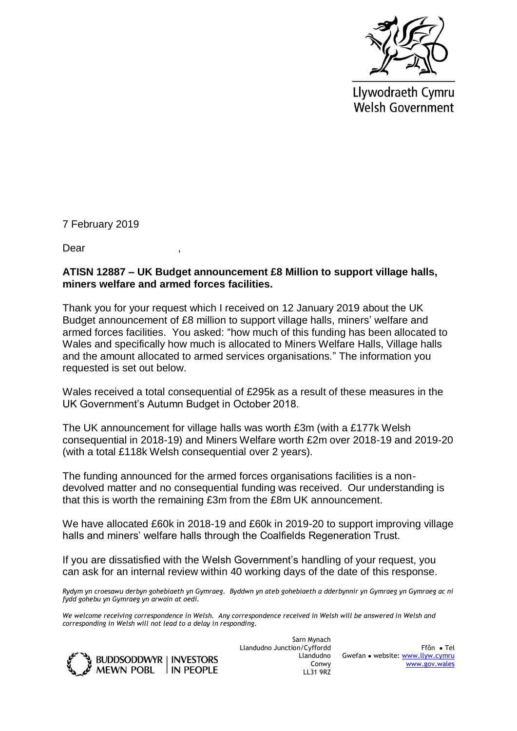Llywodraeth Cymru
Welsh Government

7 February 2019

Dear ,

**ATISN 12887 – UK Budget announcement £8 Million to support village halls, miners welfare and armed forces facilities.**

Thank you for your request which I received on 12 January 2019 about the UK Budget announcement of £8 million to support village halls, miners' welfare and armed forces facilities. You asked: "how much of this funding has been allocated to Wales and specifically how much is allocated to Miners Welfare Halls, Village halls and the amount allocated to armed services organisations." The information you requested is set out below.

Wales received a total consequential of £295k as a result of these measures in the UK Government's Autumn Budget in October 2018.

The UK announcement for village halls was worth £3m (with a £177k Welsh consequential in 2018-19) and Miners Welfare worth £2m over 2018-19 and 2019-20 (with a total £118k Welsh consequential over 2 years).

The funding announced for the armed forces organisations facilities is a non-devolved matter and no consequential funding was received. Our understanding is that this is worth the remaining £3m from the £8m UK announcement.

We have allocated £60k in 2018-19 and £60k in 2019-20 to support improving village halls and miners' welfare halls through the Coalfields Regeneration Trust.

If you are dissatisfied with the Welsh Government's handling of your request, you can ask for an internal review within 40 working days of the date of this response.

*Rydym yn croesawu derbyn gohebiaeth yn Gymraeg. Byddwn yn ateb gohebiaeth a dderbynnir yn Gymraeg yn Gymraeg ac ni fydd gohebu yn Gymraeg yn arwain at oedi.*

*We welcome receiving correspondence in Welsh. Any correspondence received in Welsh will be answered in Welsh and corresponding in Welsh will not lead to a delay in responding.*

BUDDSODDWYR MEWN POBL | INVESTORS IN PEOPLE

Sarn Mynach
Llandudno Junction/Cyffordd Llandudno
Conwy
LL31 9RZ

Ffôn • Tel
Gwefan • website: www.llyw.cymru
www.gov.wales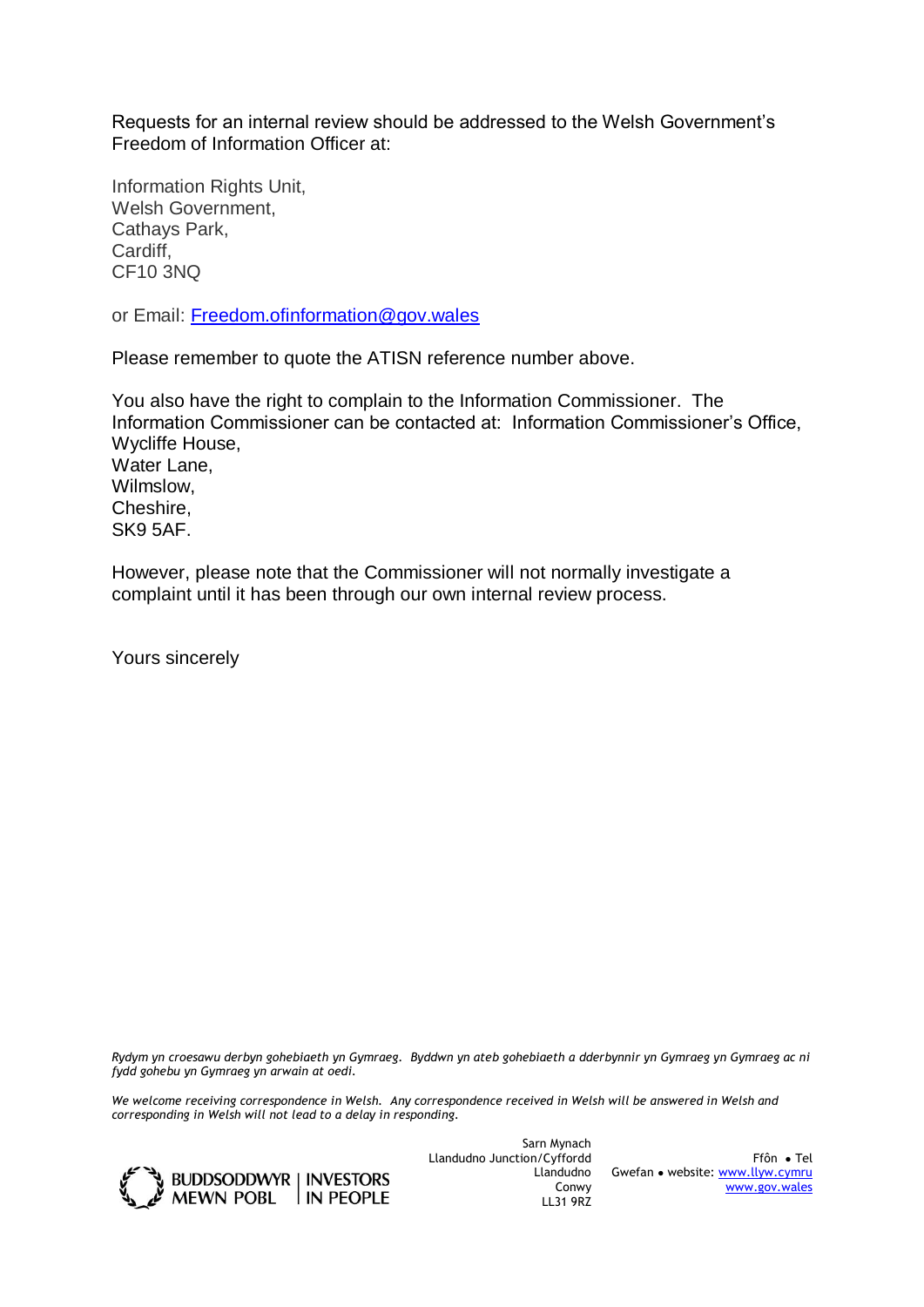Requests for an internal review should be addressed to the Welsh Government's Freedom of Information Officer at:

Information Rights Unit,
Welsh Government,
Cathays Park,
Cardiff,
CF10 3NQ

or Email: Freedom.ofinformation@gov.wales

Please remember to quote the ATISN reference number above.

You also have the right to complain to the Information Commissioner. The Information Commissioner can be contacted at: Information Commissioner's Office,
Wycliffe House,
Water Lane,
Wilmslow,
Cheshire,
SK9 5AF.

However, please note that the Commissioner will not normally investigate a complaint until it has been through our own internal review process.

Yours sincerely

*Rydym yn croesawu derbyn gohebiaeth yn Gymraeg. Byddwn yn ateb gohebiaeth a dderbynnir yn Gymraeg yn Gymraeg ac ni fydd gohebu yn Gymraeg yn arwain at oedi.*

*We welcome receiving correspondence in Welsh. Any correspondence received in Welsh will be answered in Welsh and corresponding in Welsh will not lead to a delay in responding.*

BUDDSODDWYR MEWN POBL | INVESTORS IN PEOPLE

Sarn Mynach
Llandudno Junction/Cyffordd Llandudno
Conwy
LL31 9RZ

Ffôn • Tel
Gwefan • website: www.llyw.cymru
www.gov.wales